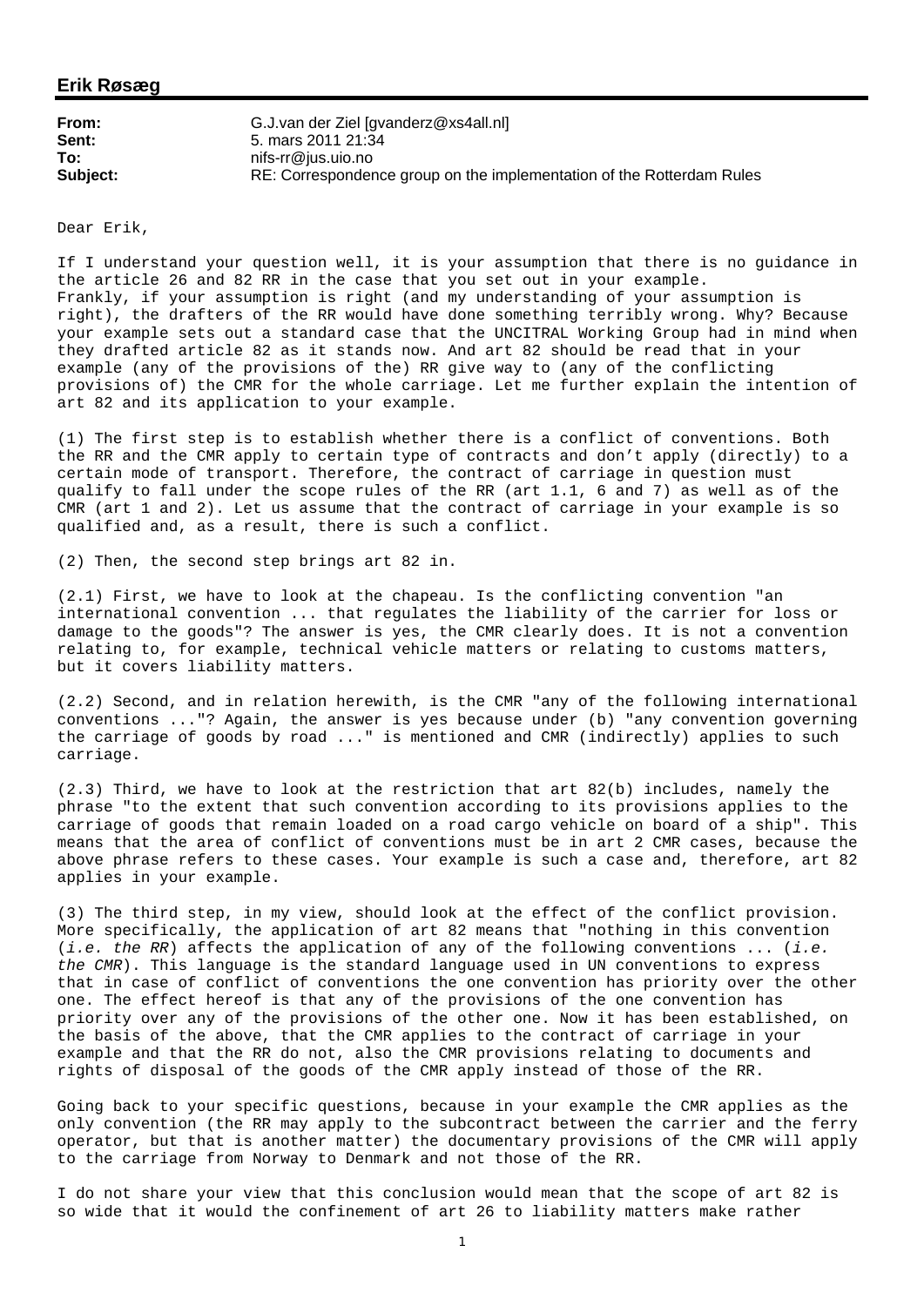**Erik Røsæg**

**From:** G.J.van der Ziel [gvanderz@xs4all.nl]
**Sent:** 5. mars 2011 21:34
**To:** nifs-rr@jus.uio.no
**Subject:** RE: Correspondence group on the implementation of the Rotterdam Rules

Dear Erik,

If I understand your question well, it is your assumption that there is no guidance in the article 26 and 82 RR in the case that you set out in your example. Frankly, if your assumption is right (and my understanding of your assumption is right), the drafters of the RR would have done something terribly wrong. Why? Because your example sets out a standard case that the UNCITRAL Working Group had in mind when they drafted article 82 as it stands now. And art 82 should be read that in your example (any of the provisions of the) RR give way to (any of the conflicting provisions of) the CMR for the whole carriage. Let me further explain the intention of art 82 and its application to your example.

(1) The first step is to establish whether there is a conflict of conventions. Both the RR and the CMR apply to certain type of contracts and don't apply (directly) to a certain mode of transport. Therefore, the contract of carriage in question must qualify to fall under the scope rules of the RR (art 1.1, 6 and 7) as well as of the CMR (art 1 and 2). Let us assume that the contract of carriage in your example is so qualified and, as a result, there is such a conflict.

(2) Then, the second step brings art 82 in.

(2.1) First, we have to look at the chapeau. Is the conflicting convention "an international convention ... that regulates the liability of the carrier for loss or damage to the goods"? The answer is yes, the CMR clearly does. It is not a convention relating to, for example, technical vehicle matters or relating to customs matters, but it covers liability matters.

(2.2) Second, and in relation herewith, is the CMR "any of the following international conventions ..."? Again, the answer is yes because under (b) "any convention governing the carriage of goods by road ..." is mentioned and CMR (indirectly) applies to such carriage.

(2.3) Third, we have to look at the restriction that art 82(b) includes, namely the phrase "to the extent that such convention according to its provisions applies to the carriage of goods that remain loaded on a road cargo vehicle on board of a ship". This means that the area of conflict of conventions must be in art 2 CMR cases, because the above phrase refers to these cases. Your example is such a case and, therefore, art 82 applies in your example.

(3) The third step, in my view, should look at the effect of the conflict provision. More specifically, the application of art 82 means that "nothing in this convention (*i.e. the RR*) affects the application of any of the following conventions ... (*i.e. the CMR*). This language is the standard language used in UN conventions to express that in case of conflict of conventions the one convention has priority over the other one. The effect hereof is that any of the provisions of the one convention has priority over any of the provisions of the other one. Now it has been established, on the basis of the above, that the CMR applies to the contract of carriage in your example and that the RR do not, also the CMR provisions relating to documents and rights of disposal of the goods of the CMR apply instead of those of the RR.

Going back to your specific questions, because in your example the CMR applies as the only convention (the RR may apply to the subcontract between the carrier and the ferry operator, but that is another matter) the documentary provisions of the CMR will apply to the carriage from Norway to Denmark and not those of the RR.

I do not share your view that this conclusion would mean that the scope of art 82 is so wide that it would the confinement of art 26 to liability matters make rather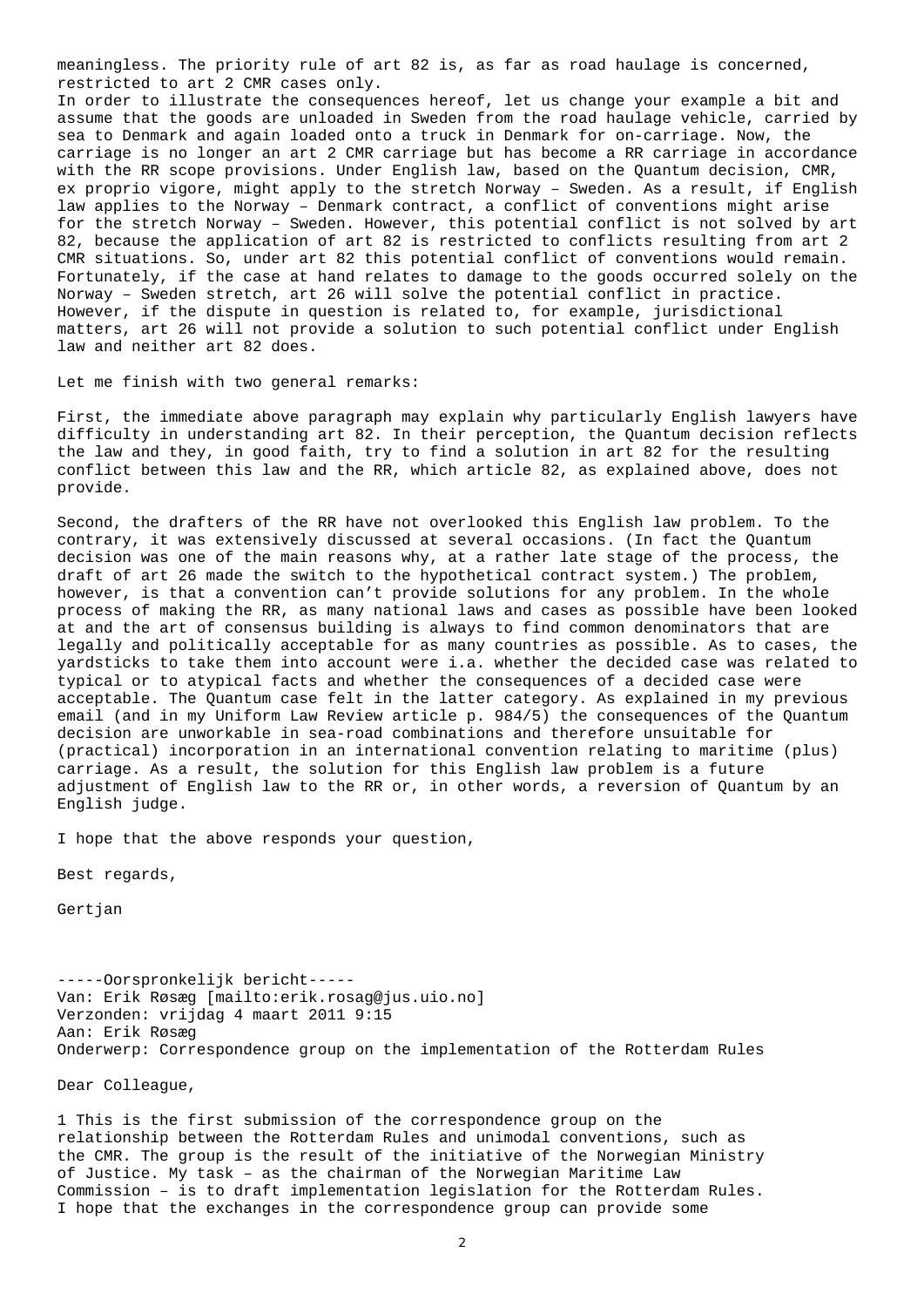meaningless. The priority rule of art 82 is, as far as road haulage is concerned, restricted to art 2 CMR cases only.
In order to illustrate the consequences hereof, let us change your example a bit and assume that the goods are unloaded in Sweden from the road haulage vehicle, carried by sea to Denmark and again loaded onto a truck in Denmark for on-carriage. Now, the carriage is no longer an art 2 CMR carriage but has become a RR carriage in accordance with the RR scope provisions. Under English law, based on the Quantum decision, CMR, ex proprio vigore, might apply to the stretch Norway – Sweden. As a result, if English law applies to the Norway – Denmark contract, a conflict of conventions might arise for the stretch Norway – Sweden. However, this potential conflict is not solved by art 82, because the application of art 82 is restricted to conflicts resulting from art 2 CMR situations. So, under art 82 this potential conflict of conventions would remain. Fortunately, if the case at hand relates to damage to the goods occurred solely on the Norway – Sweden stretch, art 26 will solve the potential conflict in practice. However, if the dispute in question is related to, for example, jurisdictional matters, art 26 will not provide a solution to such potential conflict under English law and neither art 82 does.

Let me finish with two general remarks:

First, the immediate above paragraph may explain why particularly English lawyers have difficulty in understanding art 82. In their perception, the Quantum decision reflects the law and they, in good faith, try to find a solution in art 82 for the resulting conflict between this law and the RR, which article 82, as explained above, does not provide.

Second, the drafters of the RR have not overlooked this English law problem. To the contrary, it was extensively discussed at several occasions. (In fact the Quantum decision was one of the main reasons why, at a rather late stage of the process, the draft of art 26 made the switch to the hypothetical contract system.) The problem, however, is that a convention can't provide solutions for any problem. In the whole process of making the RR, as many national laws and cases as possible have been looked at and the art of consensus building is always to find common denominators that are legally and politically acceptable for as many countries as possible. As to cases, the yardsticks to take them into account were i.a. whether the decided case was related to typical or to atypical facts and whether the consequences of a decided case were acceptable. The Quantum case felt in the latter category. As explained in my previous email (and in my Uniform Law Review article p. 984/5) the consequences of the Quantum decision are unworkable in sea-road combinations and therefore unsuitable for (practical) incorporation in an international convention relating to maritime (plus) carriage. As a result, the solution for this English law problem is a future adjustment of English law to the RR or, in other words, a reversion of Quantum by an English judge.

I hope that the above responds your question,

Best regards,

Gertjan

-----Oorspronkelijk bericht-----
Van: Erik Røsæg [mailto:erik.rosag@jus.uio.no]
Verzonden: vrijdag 4 maart 2011 9:15
Aan: Erik Røsæg
Onderwerp: Correspondence group on the implementation of the Rotterdam Rules

Dear Colleague,

1 This is the first submission of the correspondence group on the relationship between the Rotterdam Rules and unimodal conventions, such as the CMR. The group is the result of the initiative of the Norwegian Ministry of Justice. My task – as the chairman of the Norwegian Maritime Law Commission – is to draft implementation legislation for the Rotterdam Rules. I hope that the exchanges in the correspondence group can provide some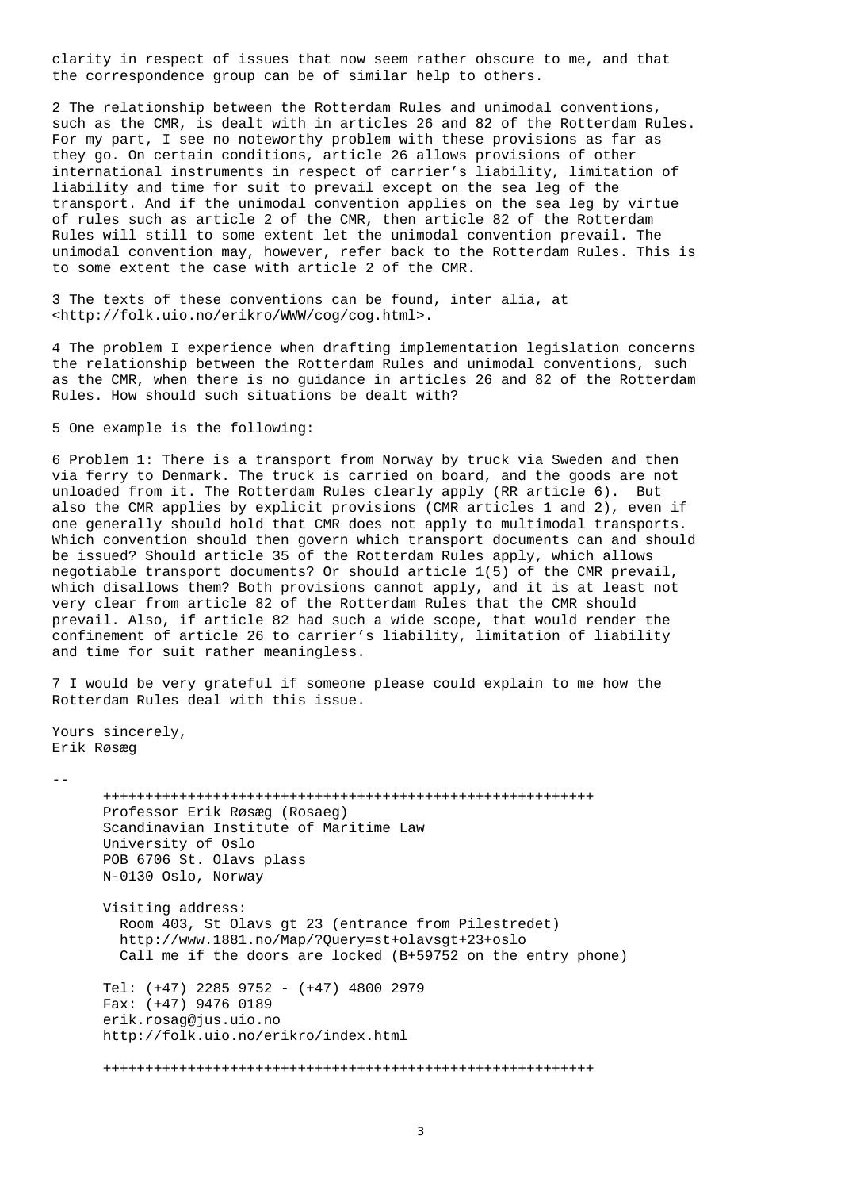clarity in respect of issues that now seem rather obscure to me, and that the correspondence group can be of similar help to others.

2 The relationship between the Rotterdam Rules and unimodal conventions, such as the CMR, is dealt with in articles 26 and 82 of the Rotterdam Rules. For my part, I see no noteworthy problem with these provisions as far as they go. On certain conditions, article 26 allows provisions of other international instruments in respect of carrier's liability, limitation of liability and time for suit to prevail except on the sea leg of the transport. And if the unimodal convention applies on the sea leg by virtue of rules such as article 2 of the CMR, then article 82 of the Rotterdam Rules will still to some extent let the unimodal convention prevail. The unimodal convention may, however, refer back to the Rotterdam Rules. This is to some extent the case with article 2 of the CMR.

3 The texts of these conventions can be found, inter alia, at <http://folk.uio.no/erikro/WWW/cog/cog.html>.

4 The problem I experience when drafting implementation legislation concerns the relationship between the Rotterdam Rules and unimodal conventions, such as the CMR, when there is no guidance in articles 26 and 82 of the Rotterdam Rules. How should such situations be dealt with?

5 One example is the following:

6 Problem 1: There is a transport from Norway by truck via Sweden and then via ferry to Denmark. The truck is carried on board, and the goods are not unloaded from it. The Rotterdam Rules clearly apply (RR article 6). But also the CMR applies by explicit provisions (CMR articles 1 and 2), even if one generally should hold that CMR does not apply to multimodal transports. Which convention should then govern which transport documents can and should be issued? Should article 35 of the Rotterdam Rules apply, which allows negotiable transport documents? Or should article 1(5) of the CMR prevail, which disallows them? Both provisions cannot apply, and it is at least not very clear from article 82 of the Rotterdam Rules that the CMR should prevail. Also, if article 82 had such a wide scope, that would render the confinement of article 26 to carrier's liability, limitation of liability and time for suit rather meaningless.

7 I would be very grateful if someone please could explain to me how the Rotterdam Rules deal with this issue.

Yours sincerely,
Erik Røsæg

--

++++++++++++++++++++++++++++++++++++++++++++++++++++++++++

Professor Erik Røsæg (Rosaeg)
Scandinavian Institute of Maritime Law
University of Oslo
POB 6706 St. Olavs plass
N-0130 Oslo, Norway

Visiting address:
Room 403, St Olavs gt 23 (entrance from Pilestredet)
http://www.1881.no/Map/?Query=st+olavsgt+23+oslo
Call me if the doors are locked (B+59752 on the entry phone)

Tel: (+47) 2285 9752 - (+47) 4800 2979
Fax: (+47) 9476 0189
erik.rosag@jus.uio.no
http://folk.uio.no/erikro/index.html

++++++++++++++++++++++++++++++++++++++++++++++++++++++++++